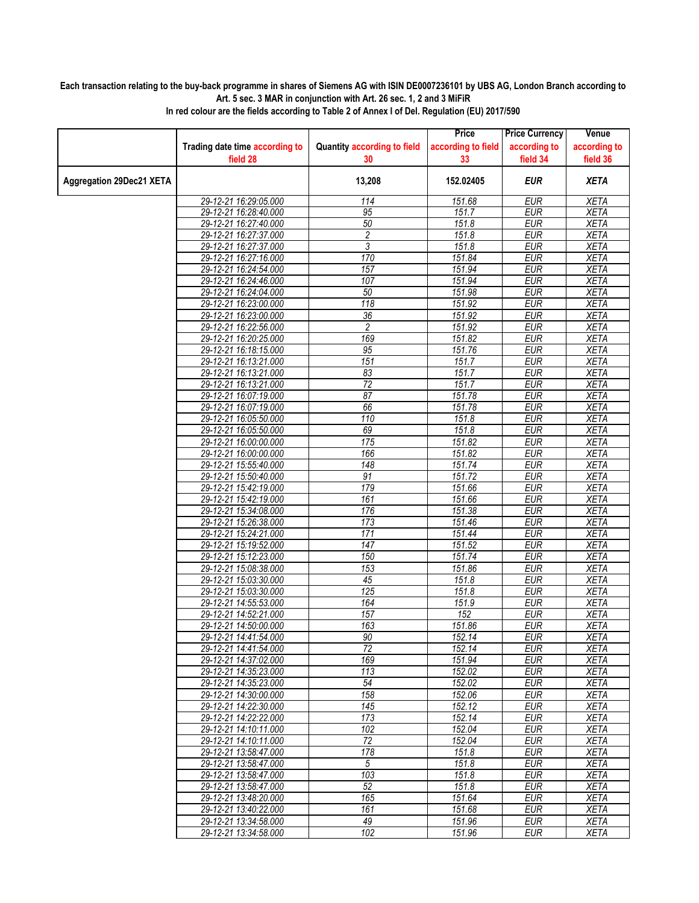**Each transaction relating to the buy-back programme in shares of Siemens AG with ISIN DE0007236101 by UBS AG, London Branch according to Art. 5 sec. 3 MAR in conjunction with Art. 26 sec. 1, 2 and 3 MiFiR**

**In red colour are the fields according to Table 2 of Annex I of Del. Regulation (EU) 2017/590**

| | Trading date time according to field 28 | Quantity according to field 30 | Price according to field 33 | Price Currency according to field 34 | Venue according to field 36 |
|---|---|---|---|---|---|
| **Aggregation 29Dec21 XETA** | | **13,208** | **152.02405** | ***EUR*** | ***XETA*** |
| | *29-12-21 16:29:05.000* | *114* | *151.68* | *EUR* | *XETA* |
| | *29-12-21 16:28:40.000* | *95* | *151.7* | *EUR* | *XETA* |
| | *29-12-21 16:27:40.000* | *50* | *151.8* | *EUR* | *XETA* |
| | *29-12-21 16:27:37.000* | *2* | *151.8* | *EUR* | *XETA* |
| | *29-12-21 16:27:37.000* | *3* | *151.8* | *EUR* | *XETA* |
| | *29-12-21 16:27:16.000* | *170* | *151.84* | *EUR* | *XETA* |
| | *29-12-21 16:24:54.000* | *157* | *151.94* | *EUR* | *XETA* |
| | *29-12-21 16:24:46.000* | *107* | *151.94* | *EUR* | *XETA* |
| | *29-12-21 16:24:04.000* | *50* | *151.98* | *EUR* | *XETA* |
| | *29-12-21 16:23:00.000* | *118* | *151.92* | *EUR* | *XETA* |
| | *29-12-21 16:23:00.000* | *36* | *151.92* | *EUR* | *XETA* |
| | *29-12-21 16:22:56.000* | *2* | *151.92* | *EUR* | *XETA* |
| | *29-12-21 16:20:25.000* | *169* | *151.82* | *EUR* | *XETA* |
| | *29-12-21 16:18:15.000* | *95* | *151.76* | *EUR* | *XETA* |
| | *29-12-21 16:13:21.000* | *151* | *151.7* | *EUR* | *XETA* |
| | *29-12-21 16:13:21.000* | *83* | *151.7* | *EUR* | *XETA* |
| | *29-12-21 16:13:21.000* | *72* | *151.7* | *EUR* | *XETA* |
| | *29-12-21 16:07:19.000* | *87* | *151.78* | *EUR* | *XETA* |
| | *29-12-21 16:07:19.000* | *66* | *151.78* | *EUR* | *XETA* |
| | *29-12-21 16:05:50.000* | *110* | *151.8* | *EUR* | *XETA* |
| | *29-12-21 16:05:50.000* | *69* | *151.8* | *EUR* | *XETA* |
| | *29-12-21 16:00:00.000* | *175* | *151.82* | *EUR* | *XETA* |
| | *29-12-21 16:00:00.000* | *166* | *151.82* | *EUR* | *XETA* |
| | *29-12-21 15:55:40.000* | *148* | *151.74* | *EUR* | *XETA* |
| | *29-12-21 15:50:40.000* | *91* | *151.72* | *EUR* | *XETA* |
| | *29-12-21 15:42:19.000* | *179* | *151.66* | *EUR* | *XETA* |
| | *29-12-21 15:42:19.000* | *161* | *151.66* | *EUR* | *XETA* |
| | *29-12-21 15:34:08.000* | *176* | *151.38* | *EUR* | *XETA* |
| | *29-12-21 15:26:38.000* | *173* | *151.46* | *EUR* | *XETA* |
| | *29-12-21 15:24:21.000* | *171* | *151.44* | *EUR* | *XETA* |
| | *29-12-21 15:19:52.000* | *147* | *151.52* | *EUR* | *XETA* |
| | *29-12-21 15:12:23.000* | *150* | *151.74* | *EUR* | *XETA* |
| | *29-12-21 15:08:38.000* | *153* | *151.86* | *EUR* | *XETA* |
| | *29-12-21 15:03:30.000* | *45* | *151.8* | *EUR* | *XETA* |
| | *29-12-21 15:03:30.000* | *125* | *151.8* | *EUR* | *XETA* |
| | *29-12-21 14:55:53.000* | *164* | *151.9* | *EUR* | *XETA* |
| | *29-12-21 14:52:21.000* | *157* | *152* | *EUR* | *XETA* |
| | *29-12-21 14:50:00.000* | *163* | *151.86* | *EUR* | *XETA* |
| | *29-12-21 14:41:54.000* | *90* | *152.14* | *EUR* | *XETA* |
| | *29-12-21 14:41:54.000* | *72* | *152.14* | *EUR* | *XETA* |
| | *29-12-21 14:37:02.000* | *169* | *151.94* | *EUR* | *XETA* |
| | *29-12-21 14:35:23.000* | *113* | *152.02* | *EUR* | *XETA* |
| | *29-12-21 14:35:23.000* | *54* | *152.02* | *EUR* | *XETA* |
| | *29-12-21 14:30:00.000* | *158* | *152.06* | *EUR* | *XETA* |
| | *29-12-21 14:22:30.000* | *145* | *152.12* | *EUR* | *XETA* |
| | *29-12-21 14:22:22.000* | *173* | *152.14* | *EUR* | *XETA* |
| | *29-12-21 14:10:11.000* | *102* | *152.04* | *EUR* | *XETA* |
| | *29-12-21 14:10:11.000* | *72* | *152.04* | *EUR* | *XETA* |
| | *29-12-21 13:58:47.000* | *178* | *151.8* | *EUR* | *XETA* |
| | *29-12-21 13:58:47.000* | *5* | *151.8* | *EUR* | *XETA* |
| | *29-12-21 13:58:47.000* | *103* | *151.8* | *EUR* | *XETA* |
| | *29-12-21 13:58:47.000* | *52* | *151.8* | *EUR* | *XETA* |
| | *29-12-21 13:48:20.000* | *165* | *151.64* | *EUR* | *XETA* |
| | *29-12-21 13:40:22.000* | *161* | *151.68* | *EUR* | *XETA* |
| | *29-12-21 13:34:58.000* | *49* | *151.96* | *EUR* | *XETA* |
| | *29-12-21 13:34:58.000* | *102* | *151.96* | *EUR* | *XETA* |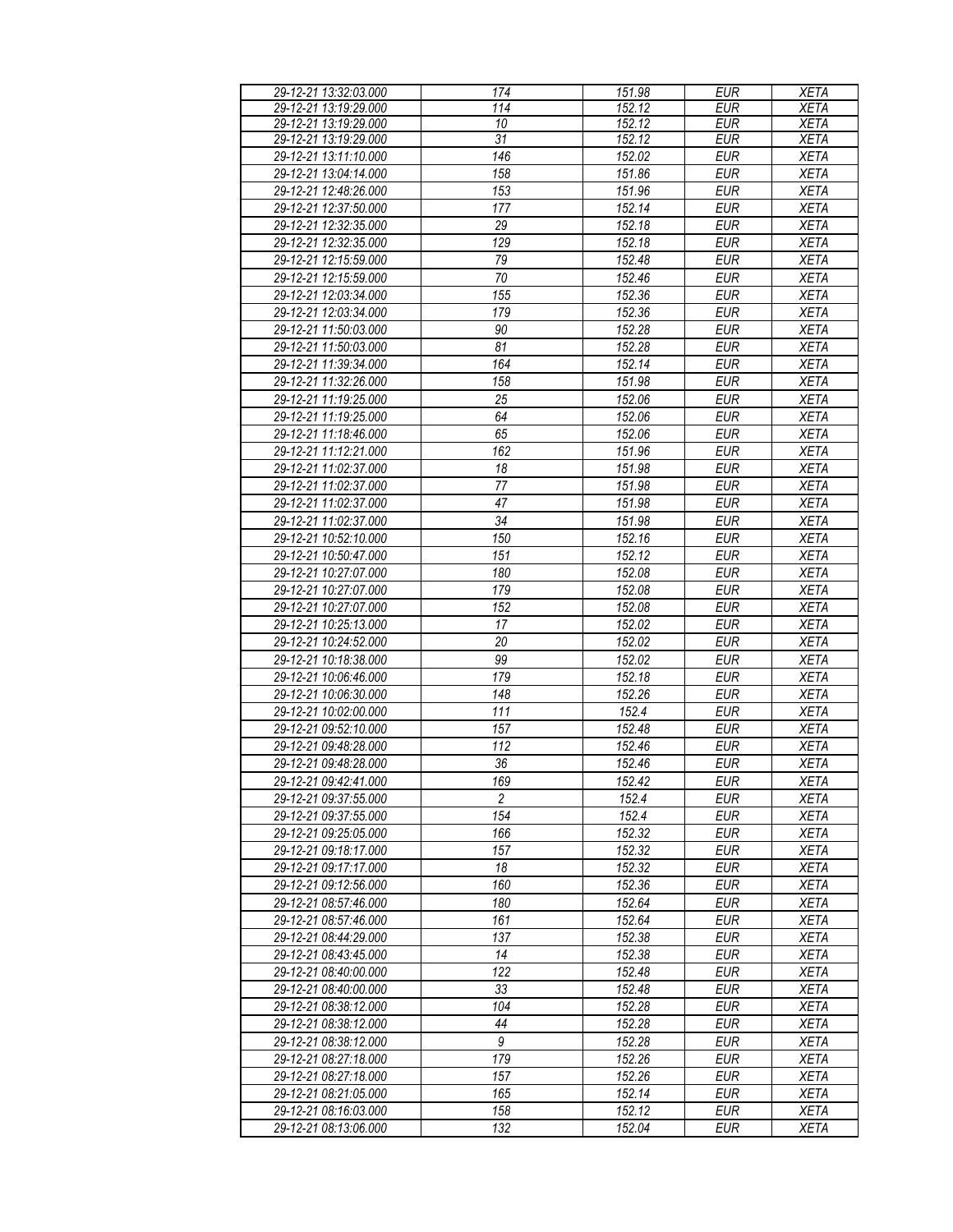| | | | | |
|---|---|---|---|---|
| 29-12-21 13:32:03.000 | 174 | 151.98 | EUR | XETA |
| 29-12-21 13:19:29.000 | 114 | 152.12 | EUR | XETA |
| 29-12-21 13:19:29.000 | 10 | 152.12 | EUR | XETA |
| 29-12-21 13:19:29.000 | 31 | 152.12 | EUR | XETA |
| 29-12-21 13:11:10.000 | 146 | 152.02 | EUR | XETA |
| 29-12-21 13:04:14.000 | 158 | 151.86 | EUR | XETA |
| 29-12-21 12:48:26.000 | 153 | 151.96 | EUR | XETA |
| 29-12-21 12:37:50.000 | 177 | 152.14 | EUR | XETA |
| 29-12-21 12:32:35.000 | 29 | 152.18 | EUR | XETA |
| 29-12-21 12:32:35.000 | 129 | 152.18 | EUR | XETA |
| 29-12-21 12:15:59.000 | 79 | 152.48 | EUR | XETA |
| 29-12-21 12:15:59.000 | 70 | 152.46 | EUR | XETA |
| 29-12-21 12:03:34.000 | 155 | 152.36 | EUR | XETA |
| 29-12-21 12:03:34.000 | 179 | 152.36 | EUR | XETA |
| 29-12-21 11:50:03.000 | 90 | 152.28 | EUR | XETA |
| 29-12-21 11:50:03.000 | 81 | 152.28 | EUR | XETA |
| 29-12-21 11:39:34.000 | 164 | 152.14 | EUR | XETA |
| 29-12-21 11:32:26.000 | 158 | 151.98 | EUR | XETA |
| 29-12-21 11:19:25.000 | 25 | 152.06 | EUR | XETA |
| 29-12-21 11:19:25.000 | 64 | 152.06 | EUR | XETA |
| 29-12-21 11:18:46.000 | 65 | 152.06 | EUR | XETA |
| 29-12-21 11:12:21.000 | 162 | 151.96 | EUR | XETA |
| 29-12-21 11:02:37.000 | 18 | 151.98 | EUR | XETA |
| 29-12-21 11:02:37.000 | 77 | 151.98 | EUR | XETA |
| 29-12-21 11:02:37.000 | 47 | 151.98 | EUR | XETA |
| 29-12-21 11:02:37.000 | 34 | 151.98 | EUR | XETA |
| 29-12-21 10:52:10.000 | 150 | 152.16 | EUR | XETA |
| 29-12-21 10:50:47.000 | 151 | 152.12 | EUR | XETA |
| 29-12-21 10:27:07.000 | 180 | 152.08 | EUR | XETA |
| 29-12-21 10:27:07.000 | 179 | 152.08 | EUR | XETA |
| 29-12-21 10:27:07.000 | 152 | 152.08 | EUR | XETA |
| 29-12-21 10:25:13.000 | 17 | 152.02 | EUR | XETA |
| 29-12-21 10:24:52.000 | 20 | 152.02 | EUR | XETA |
| 29-12-21 10:18:38.000 | 99 | 152.02 | EUR | XETA |
| 29-12-21 10:06:46.000 | 179 | 152.18 | EUR | XETA |
| 29-12-21 10:06:30.000 | 148 | 152.26 | EUR | XETA |
| 29-12-21 10:02:00.000 | 111 | 152.4 | EUR | XETA |
| 29-12-21 09:52:10.000 | 157 | 152.48 | EUR | XETA |
| 29-12-21 09:48:28.000 | 112 | 152.46 | EUR | XETA |
| 29-12-21 09:48:28.000 | 36 | 152.46 | EUR | XETA |
| 29-12-21 09:42:41.000 | 169 | 152.42 | EUR | XETA |
| 29-12-21 09:37:55.000 | 2 | 152.4 | EUR | XETA |
| 29-12-21 09:37:55.000 | 154 | 152.4 | EUR | XETA |
| 29-12-21 09:25:05.000 | 166 | 152.32 | EUR | XETA |
| 29-12-21 09:18:17.000 | 157 | 152.32 | EUR | XETA |
| 29-12-21 09:17:17.000 | 18 | 152.32 | EUR | XETA |
| 29-12-21 09:12:56.000 | 160 | 152.36 | EUR | XETA |
| 29-12-21 08:57:46.000 | 180 | 152.64 | EUR | XETA |
| 29-12-21 08:57:46.000 | 161 | 152.64 | EUR | XETA |
| 29-12-21 08:44:29.000 | 137 | 152.38 | EUR | XETA |
| 29-12-21 08:43:45.000 | 14 | 152.38 | EUR | XETA |
| 29-12-21 08:40:00.000 | 122 | 152.48 | EUR | XETA |
| 29-12-21 08:40:00.000 | 33 | 152.48 | EUR | XETA |
| 29-12-21 08:38:12.000 | 104 | 152.28 | EUR | XETA |
| 29-12-21 08:38:12.000 | 44 | 152.28 | EUR | XETA |
| 29-12-21 08:38:12.000 | 9 | 152.28 | EUR | XETA |
| 29-12-21 08:27:18.000 | 179 | 152.26 | EUR | XETA |
| 29-12-21 08:27:18.000 | 157 | 152.26 | EUR | XETA |
| 29-12-21 08:21:05.000 | 165 | 152.14 | EUR | XETA |
| 29-12-21 08:16:03.000 | 158 | 152.12 | EUR | XETA |
| 29-12-21 08:13:06.000 | 132 | 152.04 | EUR | XETA |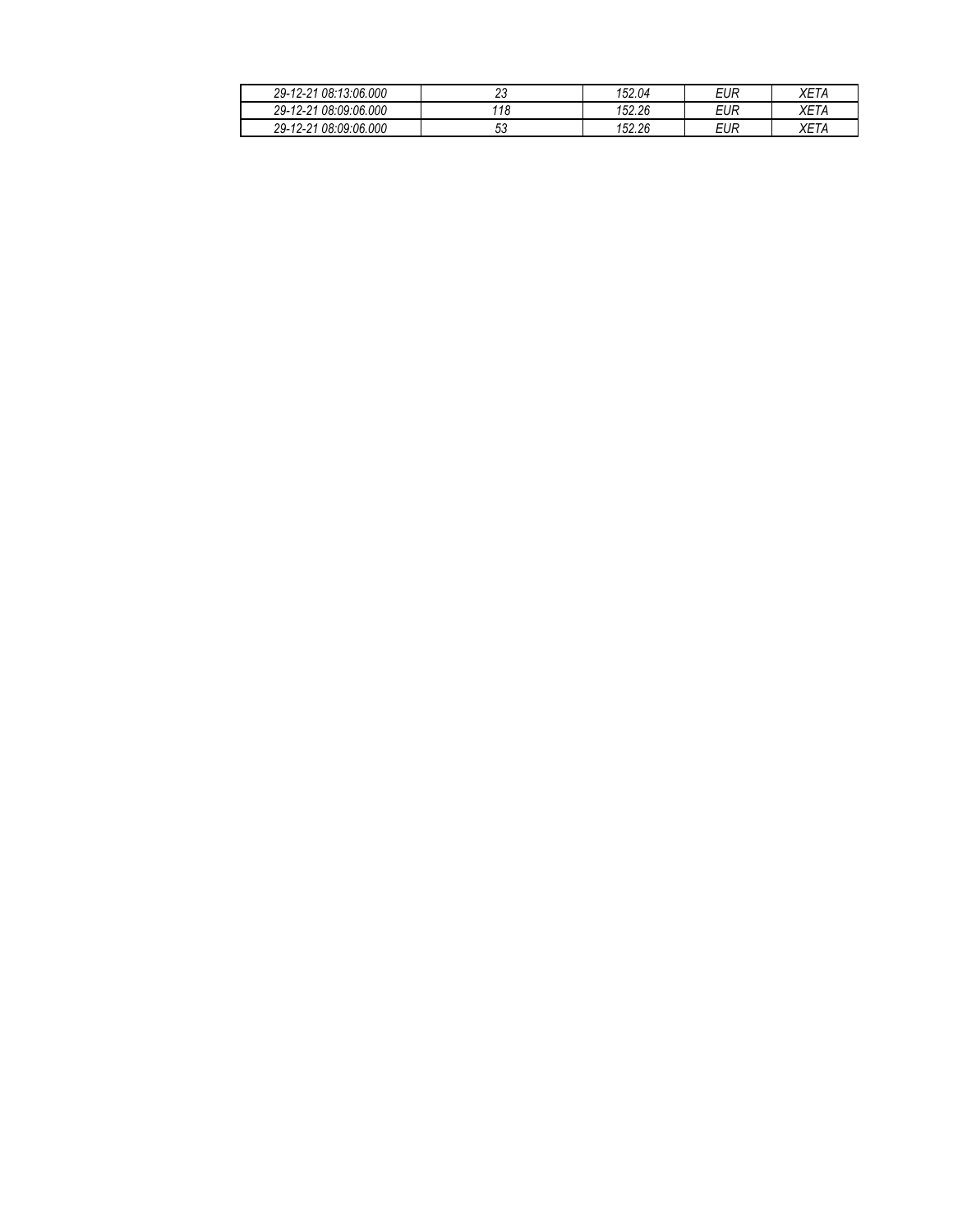| | | | | |
|---|---|---|---|---|
| *29-12-21 08:13:06.000* | *23* | *152.04* | *EUR* | *XETA* |
| *29-12-21 08:09:06.000* | *118* | *152.26* | *EUR* | *XETA* |
| *29-12-21 08:09:06.000* | *53* | *152.26* | *EUR* | *XETA* |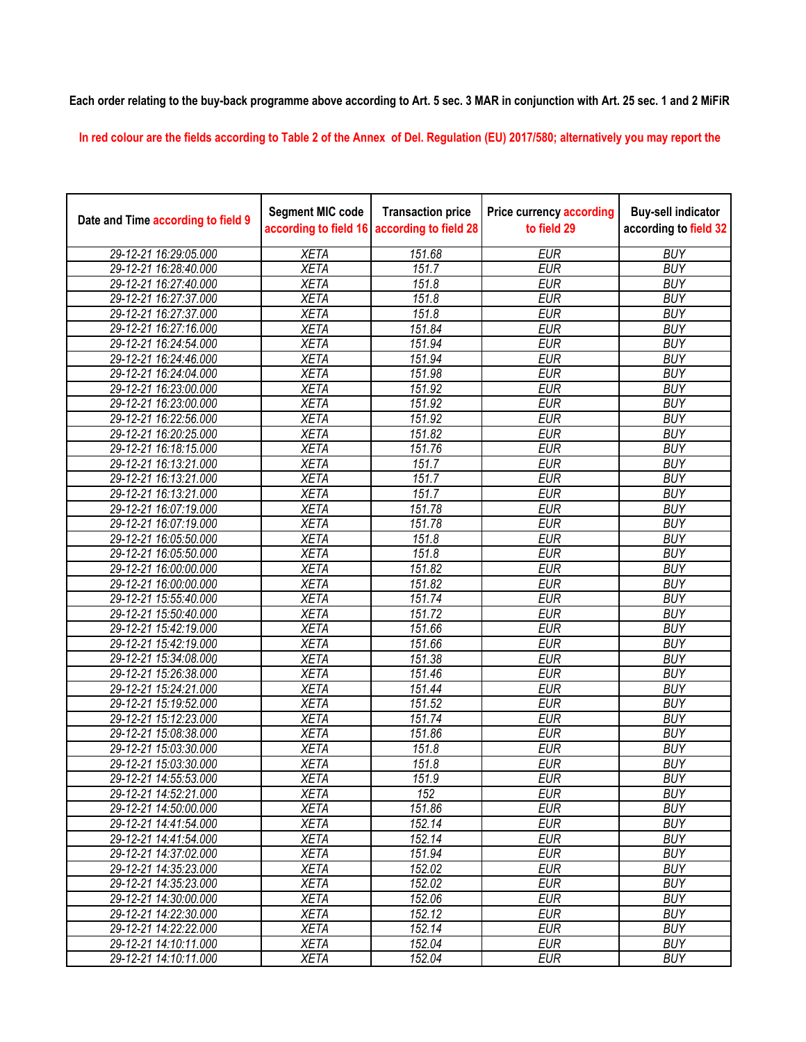**Each order relating to the buy-back programme above according to Art. 5 sec. 3 MAR in conjunction with Art. 25 sec. 1 and 2 MiFiR**

**In red colour are the fields according to Table 2 of the Annex of Del. Regulation (EU) 2017/580; alternatively you may report the**

| Date and Time according to field 9 | Segment MIC code according to field 16 | Transaction price according to field 28 | Price currency according to field 29 | Buy-sell indicator according to field 32 |
|---|---|---|---|---|
| 29-12-21 16:29:05.000 | XETA | 151.68 | EUR | BUY |
| 29-12-21 16:28:40.000 | XETA | 151.7 | EUR | BUY |
| 29-12-21 16:27:40.000 | XETA | 151.8 | EUR | BUY |
| 29-12-21 16:27:37.000 | XETA | 151.8 | EUR | BUY |
| 29-12-21 16:27:37.000 | XETA | 151.8 | EUR | BUY |
| 29-12-21 16:27:16.000 | XETA | 151.84 | EUR | BUY |
| 29-12-21 16:24:54.000 | XETA | 151.94 | EUR | BUY |
| 29-12-21 16:24:46.000 | XETA | 151.94 | EUR | BUY |
| 29-12-21 16:24:04.000 | XETA | 151.98 | EUR | BUY |
| 29-12-21 16:23:00.000 | XETA | 151.92 | EUR | BUY |
| 29-12-21 16:23:00.000 | XETA | 151.92 | EUR | BUY |
| 29-12-21 16:22:56.000 | XETA | 151.92 | EUR | BUY |
| 29-12-21 16:20:25.000 | XETA | 151.82 | EUR | BUY |
| 29-12-21 16:18:15.000 | XETA | 151.76 | EUR | BUY |
| 29-12-21 16:13:21.000 | XETA | 151.7 | EUR | BUY |
| 29-12-21 16:13:21.000 | XETA | 151.7 | EUR | BUY |
| 29-12-21 16:13:21.000 | XETA | 151.7 | EUR | BUY |
| 29-12-21 16:07:19.000 | XETA | 151.78 | EUR | BUY |
| 29-12-21 16:07:19.000 | XETA | 151.78 | EUR | BUY |
| 29-12-21 16:05:50.000 | XETA | 151.8 | EUR | BUY |
| 29-12-21 16:05:50.000 | XETA | 151.8 | EUR | BUY |
| 29-12-21 16:00:00.000 | XETA | 151.82 | EUR | BUY |
| 29-12-21 16:00:00.000 | XETA | 151.82 | EUR | BUY |
| 29-12-21 15:55:40.000 | XETA | 151.74 | EUR | BUY |
| 29-12-21 15:50:40.000 | XETA | 151.72 | EUR | BUY |
| 29-12-21 15:42:19.000 | XETA | 151.66 | EUR | BUY |
| 29-12-21 15:42:19.000 | XETA | 151.66 | EUR | BUY |
| 29-12-21 15:34:08.000 | XETA | 151.38 | EUR | BUY |
| 29-12-21 15:26:38.000 | XETA | 151.46 | EUR | BUY |
| 29-12-21 15:24:21.000 | XETA | 151.44 | EUR | BUY |
| 29-12-21 15:19:52.000 | XETA | 151.52 | EUR | BUY |
| 29-12-21 15:12:23.000 | XETA | 151.74 | EUR | BUY |
| 29-12-21 15:08:38.000 | XETA | 151.86 | EUR | BUY |
| 29-12-21 15:03:30.000 | XETA | 151.8 | EUR | BUY |
| 29-12-21 15:03:30.000 | XETA | 151.8 | EUR | BUY |
| 29-12-21 14:55:53.000 | XETA | 151.9 | EUR | BUY |
| 29-12-21 14:52:21.000 | XETA | 152 | EUR | BUY |
| 29-12-21 14:50:00.000 | XETA | 151.86 | EUR | BUY |
| 29-12-21 14:41:54.000 | XETA | 152.14 | EUR | BUY |
| 29-12-21 14:41:54.000 | XETA | 152.14 | EUR | BUY |
| 29-12-21 14:37:02.000 | XETA | 151.94 | EUR | BUY |
| 29-12-21 14:35:23.000 | XETA | 152.02 | EUR | BUY |
| 29-12-21 14:35:23.000 | XETA | 152.02 | EUR | BUY |
| 29-12-21 14:30:00.000 | XETA | 152.06 | EUR | BUY |
| 29-12-21 14:22:30.000 | XETA | 152.12 | EUR | BUY |
| 29-12-21 14:22:22.000 | XETA | 152.14 | EUR | BUY |
| 29-12-21 14:10:11.000 | XETA | 152.04 | EUR | BUY |
| 29-12-21 14:10:11.000 | XETA | 152.04 | EUR | BUY |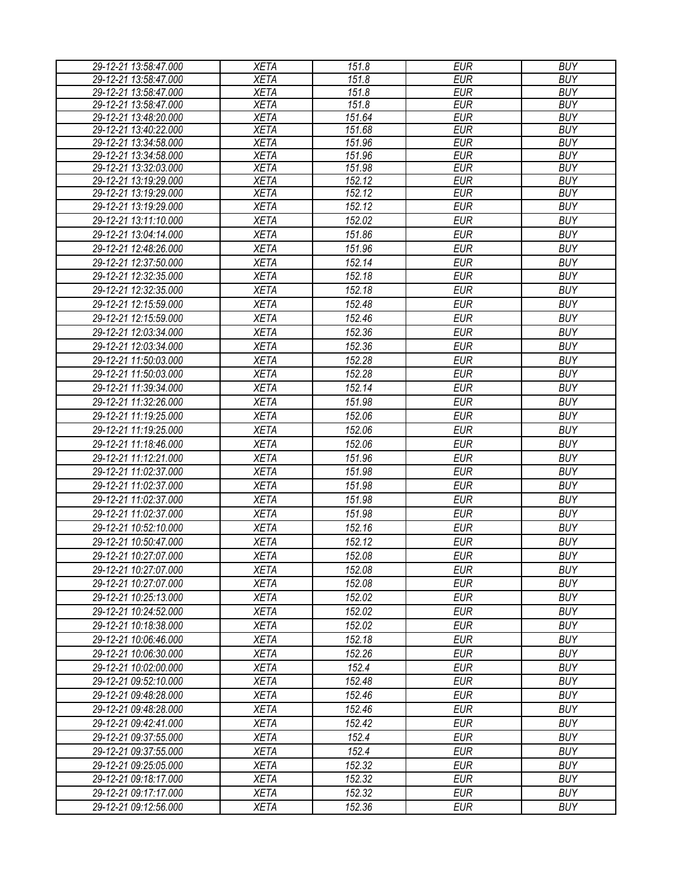| 29-12-21 13:58:47.000 | XETA | 151.8 | EUR | BUY |
|---|---|---|---|---|
| 29-12-21 13:58:47.000 | XETA | 151.8 | EUR | BUY |
| 29-12-21 13:58:47.000 | XETA | 151.8 | EUR | BUY |
| 29-12-21 13:58:47.000 | XETA | 151.8 | EUR | BUY |
| 29-12-21 13:48:20.000 | XETA | 151.64 | EUR | BUY |
| 29-12-21 13:40:22.000 | XETA | 151.68 | EUR | BUY |
| 29-12-21 13:34:58.000 | XETA | 151.96 | EUR | BUY |
| 29-12-21 13:34:58.000 | XETA | 151.96 | EUR | BUY |
| 29-12-21 13:32:03.000 | XETA | 151.98 | EUR | BUY |
| 29-12-21 13:19:29.000 | XETA | 152.12 | EUR | BUY |
| 29-12-21 13:19:29.000 | XETA | 152.12 | EUR | BUY |
| 29-12-21 13:19:29.000 | XETA | 152.12 | EUR | BUY |
| 29-12-21 13:11:10.000 | XETA | 152.02 | EUR | BUY |
| 29-12-21 13:04:14.000 | XETA | 151.86 | EUR | BUY |
| 29-12-21 12:48:26.000 | XETA | 151.96 | EUR | BUY |
| 29-12-21 12:37:50.000 | XETA | 152.14 | EUR | BUY |
| 29-12-21 12:32:35.000 | XETA | 152.18 | EUR | BUY |
| 29-12-21 12:32:35.000 | XETA | 152.18 | EUR | BUY |
| 29-12-21 12:15:59.000 | XETA | 152.48 | EUR | BUY |
| 29-12-21 12:15:59.000 | XETA | 152.46 | EUR | BUY |
| 29-12-21 12:03:34.000 | XETA | 152.36 | EUR | BUY |
| 29-12-21 12:03:34.000 | XETA | 152.36 | EUR | BUY |
| 29-12-21 11:50:03.000 | XETA | 152.28 | EUR | BUY |
| 29-12-21 11:50:03.000 | XETA | 152.28 | EUR | BUY |
| 29-12-21 11:39:34.000 | XETA | 152.14 | EUR | BUY |
| 29-12-21 11:32:26.000 | XETA | 151.98 | EUR | BUY |
| 29-12-21 11:19:25.000 | XETA | 152.06 | EUR | BUY |
| 29-12-21 11:19:25.000 | XETA | 152.06 | EUR | BUY |
| 29-12-21 11:18:46.000 | XETA | 152.06 | EUR | BUY |
| 29-12-21 11:12:21.000 | XETA | 151.96 | EUR | BUY |
| 29-12-21 11:02:37.000 | XETA | 151.98 | EUR | BUY |
| 29-12-21 11:02:37.000 | XETA | 151.98 | EUR | BUY |
| 29-12-21 11:02:37.000 | XETA | 151.98 | EUR | BUY |
| 29-12-21 11:02:37.000 | XETA | 151.98 | EUR | BUY |
| 29-12-21 10:52:10.000 | XETA | 152.16 | EUR | BUY |
| 29-12-21 10:50:47.000 | XETA | 152.12 | EUR | BUY |
| 29-12-21 10:27:07.000 | XETA | 152.08 | EUR | BUY |
| 29-12-21 10:27:07.000 | XETA | 152.08 | EUR | BUY |
| 29-12-21 10:27:07.000 | XETA | 152.08 | EUR | BUY |
| 29-12-21 10:25:13.000 | XETA | 152.02 | EUR | BUY |
| 29-12-21 10:24:52.000 | XETA | 152.02 | EUR | BUY |
| 29-12-21 10:18:38.000 | XETA | 152.02 | EUR | BUY |
| 29-12-21 10:06:46.000 | XETA | 152.18 | EUR | BUY |
| 29-12-21 10:06:30.000 | XETA | 152.26 | EUR | BUY |
| 29-12-21 10:02:00.000 | XETA | 152.4 | EUR | BUY |
| 29-12-21 09:52:10.000 | XETA | 152.48 | EUR | BUY |
| 29-12-21 09:48:28.000 | XETA | 152.46 | EUR | BUY |
| 29-12-21 09:48:28.000 | XETA | 152.46 | EUR | BUY |
| 29-12-21 09:42:41.000 | XETA | 152.42 | EUR | BUY |
| 29-12-21 09:37:55.000 | XETA | 152.4 | EUR | BUY |
| 29-12-21 09:37:55.000 | XETA | 152.4 | EUR | BUY |
| 29-12-21 09:25:05.000 | XETA | 152.32 | EUR | BUY |
| 29-12-21 09:18:17.000 | XETA | 152.32 | EUR | BUY |
| 29-12-21 09:17:17.000 | XETA | 152.32 | EUR | BUY |
| 29-12-21 09:12:56.000 | XETA | 152.36 | EUR | BUY |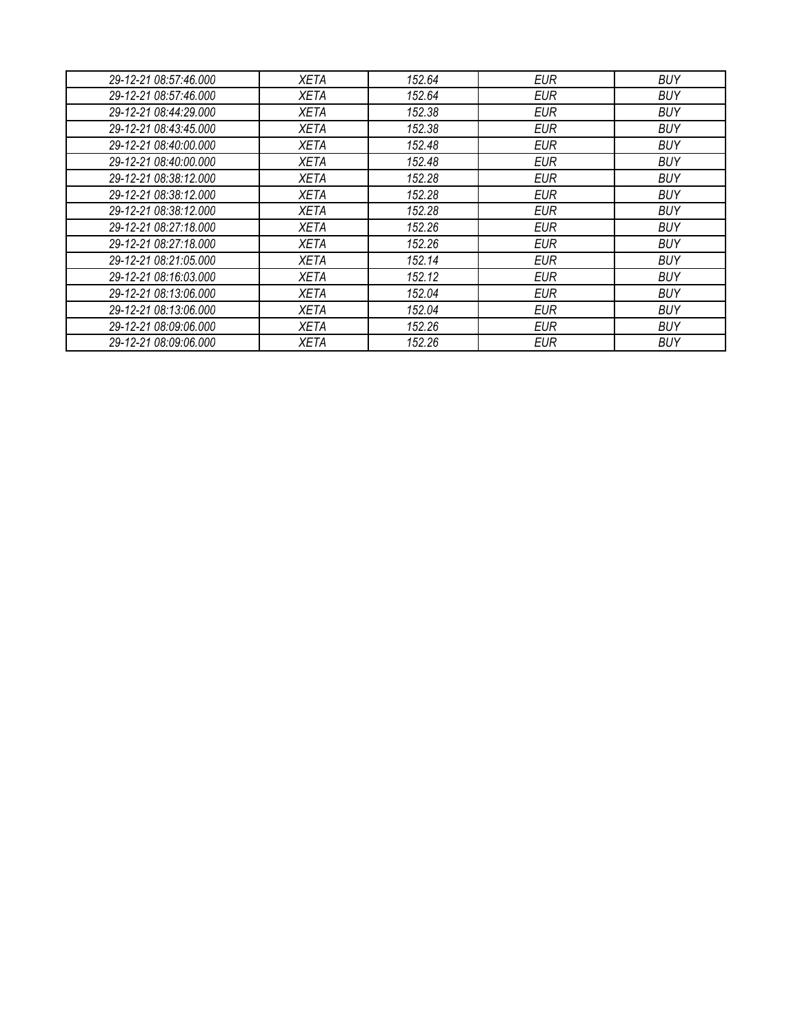| | | | | |
|---|---|---|---|---|
| *29-12-21 08:57:46.000* | *XETA* | *152.64* | *EUR* | *BUY* |
| *29-12-21 08:57:46.000* | *XETA* | *152.64* | *EUR* | *BUY* |
| *29-12-21 08:44:29.000* | *XETA* | *152.38* | *EUR* | *BUY* |
| *29-12-21 08:43:45.000* | *XETA* | *152.38* | *EUR* | *BUY* |
| *29-12-21 08:40:00.000* | *XETA* | *152.48* | *EUR* | *BUY* |
| *29-12-21 08:40:00.000* | *XETA* | *152.48* | *EUR* | *BUY* |
| *29-12-21 08:38:12.000* | *XETA* | *152.28* | *EUR* | *BUY* |
| *29-12-21 08:38:12.000* | *XETA* | *152.28* | *EUR* | *BUY* |
| *29-12-21 08:38:12.000* | *XETA* | *152.28* | *EUR* | *BUY* |
| *29-12-21 08:27:18.000* | *XETA* | *152.26* | *EUR* | *BUY* |
| *29-12-21 08:27:18.000* | *XETA* | *152.26* | *EUR* | *BUY* |
| *29-12-21 08:21:05.000* | *XETA* | *152.14* | *EUR* | *BUY* |
| *29-12-21 08:16:03.000* | *XETA* | *152.12* | *EUR* | *BUY* |
| *29-12-21 08:13:06.000* | *XETA* | *152.04* | *EUR* | *BUY* |
| *29-12-21 08:13:06.000* | *XETA* | *152.04* | *EUR* | *BUY* |
| *29-12-21 08:09:06.000* | *XETA* | *152.26* | *EUR* | *BUY* |
| *29-12-21 08:09:06.000* | *XETA* | *152.26* | *EUR* | *BUY* |